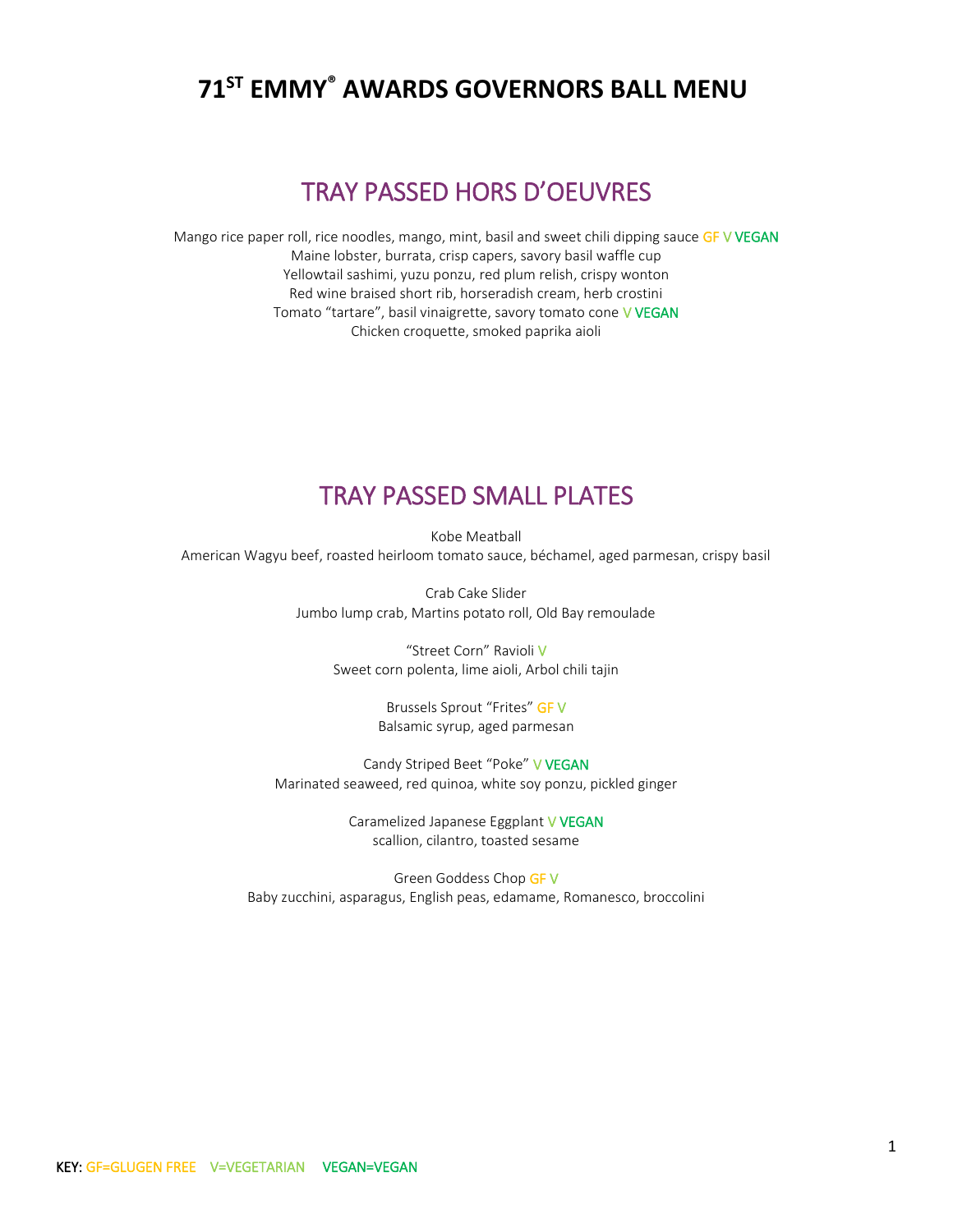# 71[ST] EMMY® AWARDS GOVERNORS BALL MENU

## TRAY PASSED HORS D'OEUVRES

Mango rice paper roll, rice noodles, mango, mint, basil and sweet chili dipping sauce GF V VEGAN
Maine lobster, burrata, crisp capers, savory basil waffle cup
Yellowtail sashimi, yuzu ponzu, red plum relish, crispy wonton
Red wine braised short rib, horseradish cream, herb crostini
Tomato "tartare", basil vinaigrette, savory tomato cone V VEGAN
Chicken croquette, smoked paprika aioli

## TRAY PASSED SMALL PLATES

Kobe Meatball
American Wagyu beef, roasted heirloom tomato sauce, béchamel, aged parmesan, crispy basil

Crab Cake Slider
Jumbo lump crab, Martins potato roll, Old Bay remoulade

"Street Corn" Ravioli V
Sweet corn polenta, lime aioli, Arbol chili tajin

Brussels Sprout "Frites" GF V
Balsamic syrup, aged parmesan

Candy Striped Beet "Poke" V VEGAN
Marinated seaweed, red quinoa, white soy ponzu, pickled ginger

Caramelized Japanese Eggplant V VEGAN
scallion, cilantro, toasted sesame

Green Goddess Chop GF V
Baby zucchini, asparagus, English peas, edamame, Romanesco, broccolini

KEY: GF=GLUGEN FREE V=VEGETARIAN VEGAN=VEGAN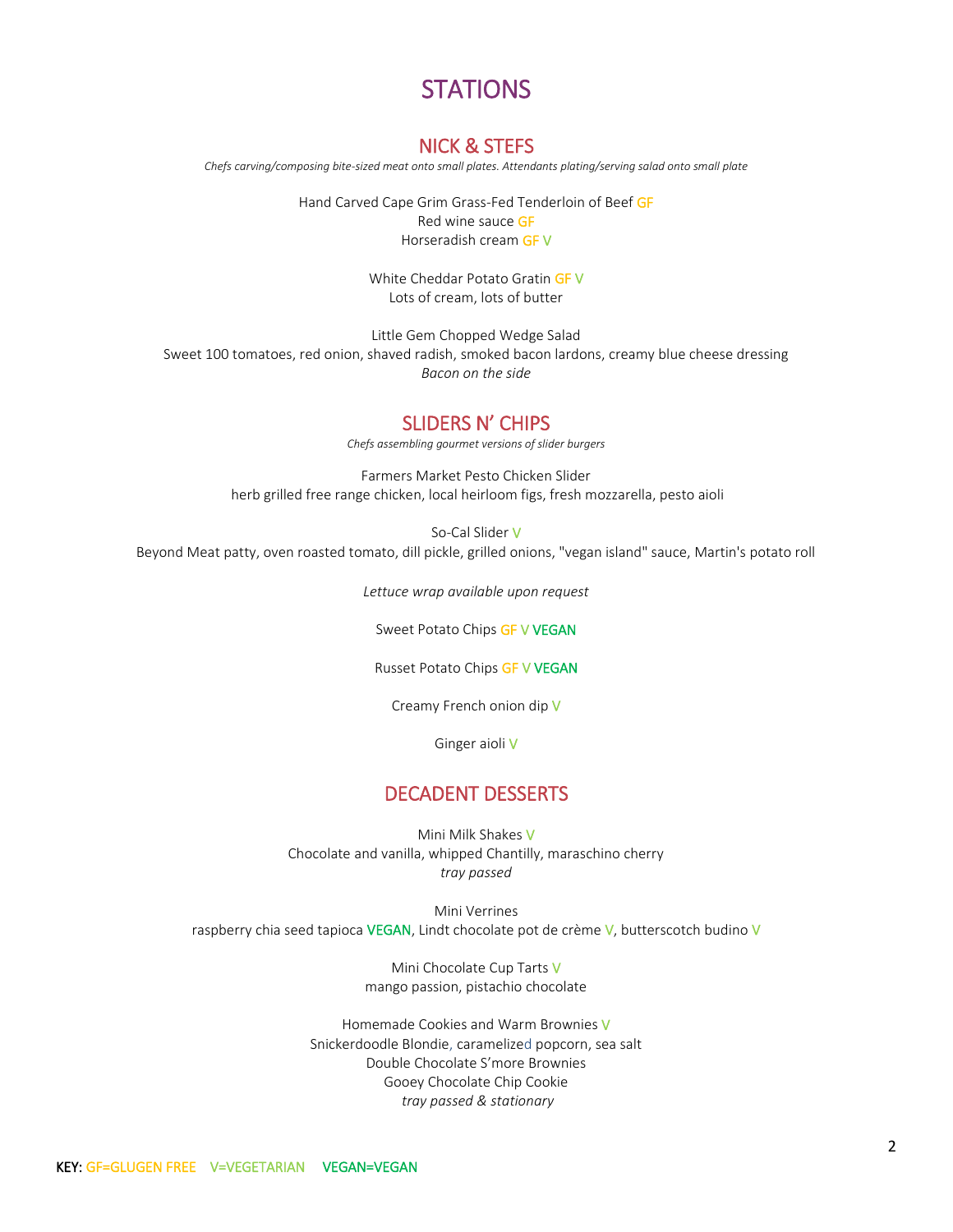# STATIONS

## NICK & STEFS

*Chefs carving/composing bite-sized meat onto small plates. Attendants plating/serving salad onto small plate*

Hand Carved Cape Grim Grass-Fed Tenderloin of Beef GF
Red wine sauce GF
Horseradish cream GF V

White Cheddar Potato Gratin GF V
Lots of cream, lots of butter

Little Gem Chopped Wedge Salad
Sweet 100 tomatoes, red onion, shaved radish, smoked bacon lardons, creamy blue cheese dressing
*Bacon on the side*

## SLIDERS N' CHIPS

*Chefs assembling gourmet versions of slider burgers*

Farmers Market Pesto Chicken Slider
herb grilled free range chicken, local heirloom figs, fresh mozzarella, pesto aioli

So-Cal Slider V
Beyond Meat patty, oven roasted tomato, dill pickle, grilled onions, "vegan island" sauce, Martin's potato roll

*Lettuce wrap available upon request*

Sweet Potato Chips GF V VEGAN

Russet Potato Chips GF V VEGAN

Creamy French onion dip V

Ginger aioli V

## DECADENT DESSERTS

Mini Milk Shakes V
Chocolate and vanilla, whipped Chantilly, maraschino cherry
*tray passed*

Mini Verrines
raspberry chia seed tapioca VEGAN, Lindt chocolate pot de crème V, butterscotch budino V

Mini Chocolate Cup Tarts V
mango passion, pistachio chocolate

Homemade Cookies and Warm Brownies V
Snickerdoodle Blondie, caramelized popcorn, sea salt
Double Chocolate S'more Brownies
Gooey Chocolate Chip Cookie
*tray passed & stationary*

**KEY:** GF=GLUGEN FREE V=VEGETARIAN VEGAN=VEGAN